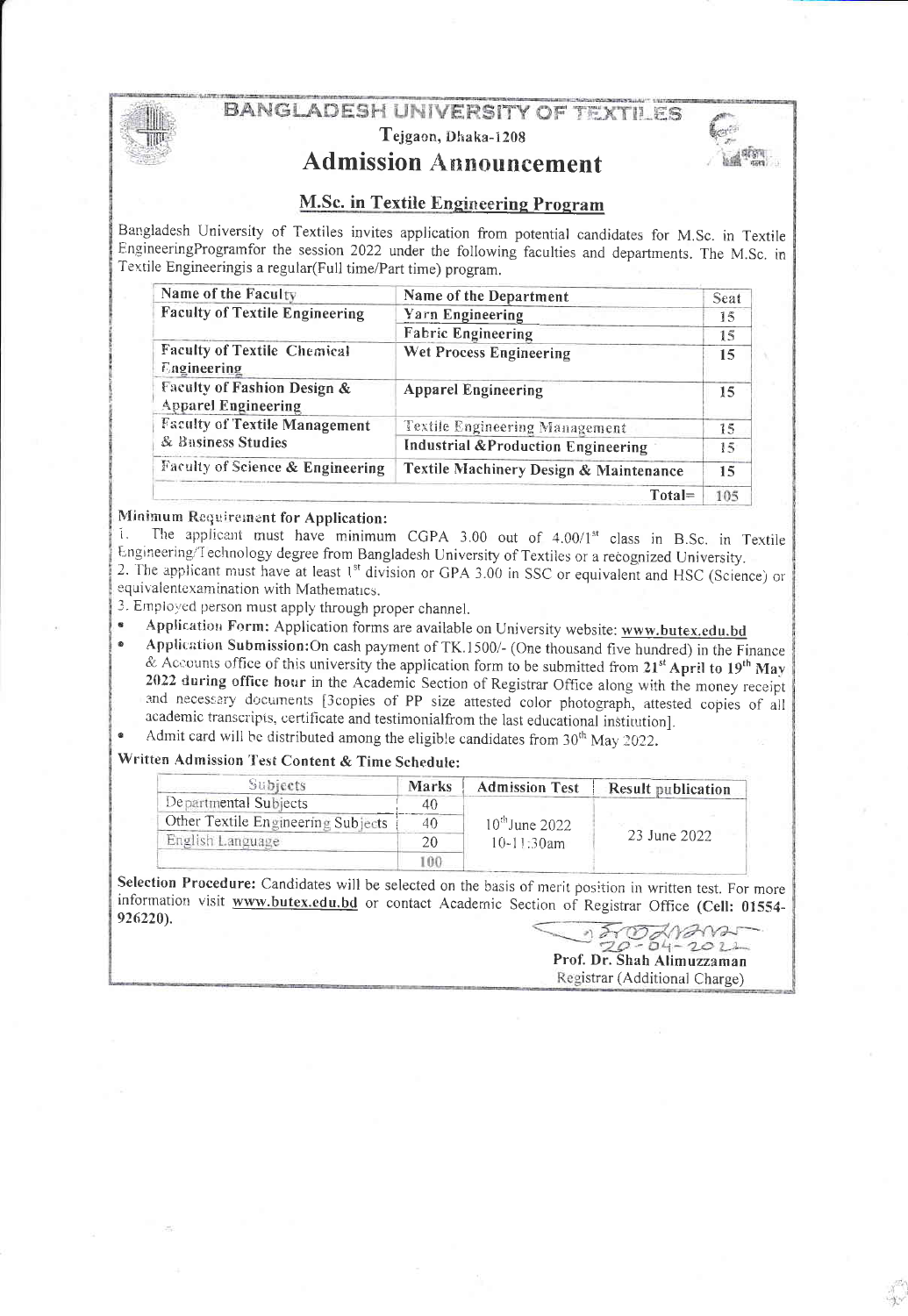# BANGLADESH UNIVERSITY OF TEXTILES

Tejgaon, Dhaka-1208

## Admission Announcement

### M.Sc. in Textile Engineering Program

Bangladesh University of Textiles invites application from potential candidates for M.Sc. in Textile EngineeringProgramfor the session 2022 under the following faculties and departments. The M.Sc. in Textile Engineeringis a regular(Full time/Part time) program.

| Name of the Faculty | Name of the Department | Seat |
|---|---|---|
| Faculty of Textile Engineering | Yarn Engineering | 15 |
| | Fabric Engineering | 15 |
| Faculty of Textile Chemical Engineering | Wet Process Engineering | 15 |
| Faculty of Fashion Design & Apparel Engineering | Apparel Engineering | 15 |
| Faculty of Textile Management & Business Studies | Textile Engineering Management | 15 |
| | Industrial &Production Engineering | 15 |
| Faculty of Science & Engineering | Textile Machinery Design & Maintenance | 15 |
| | Total= | 105 |

**Minimum Requirement for Application:**

1. The applicant must have minimum CGPA 3.00 out of 4.00/1st class in B.Sc. in Textile Engineering/Technology degree from Bangladesh University of Textiles or a recognized University.
2. The applicant must have at least 1st division or GPA 3.00 in SSC or equivalent and HSC (Science) or equivalentexamination with Mathematics.
3. Employed person must apply through proper channel.

- **Application Form:** Application forms are available on University website: **www.butex.edu.bd**
- **Application Submission:**On cash payment of TK.1500/- (One thousand five hundred) in the Finance & Accounts office of this university the application form to be submitted from **21st April to 19th May 2022 during office hour** in the Academic Section of Registrar Office along with the money receipt and necessary documents [3copies of PP size attested color photograph, attested copies of all academic transcripts, certificate and testimonialfrom the last educational institution].
- Admit card will be distributed among the eligible candidates from 30th May 2022.

**Written Admission Test Content & Time Schedule:**

| Subjects | Marks | Admission Test | Result publication |
|---|---|---|---|
| Departmental Subjects | 40 | 10th June 2022 10-11:30am | 23 June 2022 |
| Other Textile Engineering Subjects | 40 | | |
| English Language | 20 | | |
| | 100 | | |

**Selection Procedure:** Candidates will be selected on the basis of merit position in written test. For more information visit **www.butex.edu.bd** or contact Academic Section of Registrar Office **(Cell: 01554-926220).**

20-04-2022

**Prof. Dr. Shah Alimuzzaman**

Registrar (Additional Charge)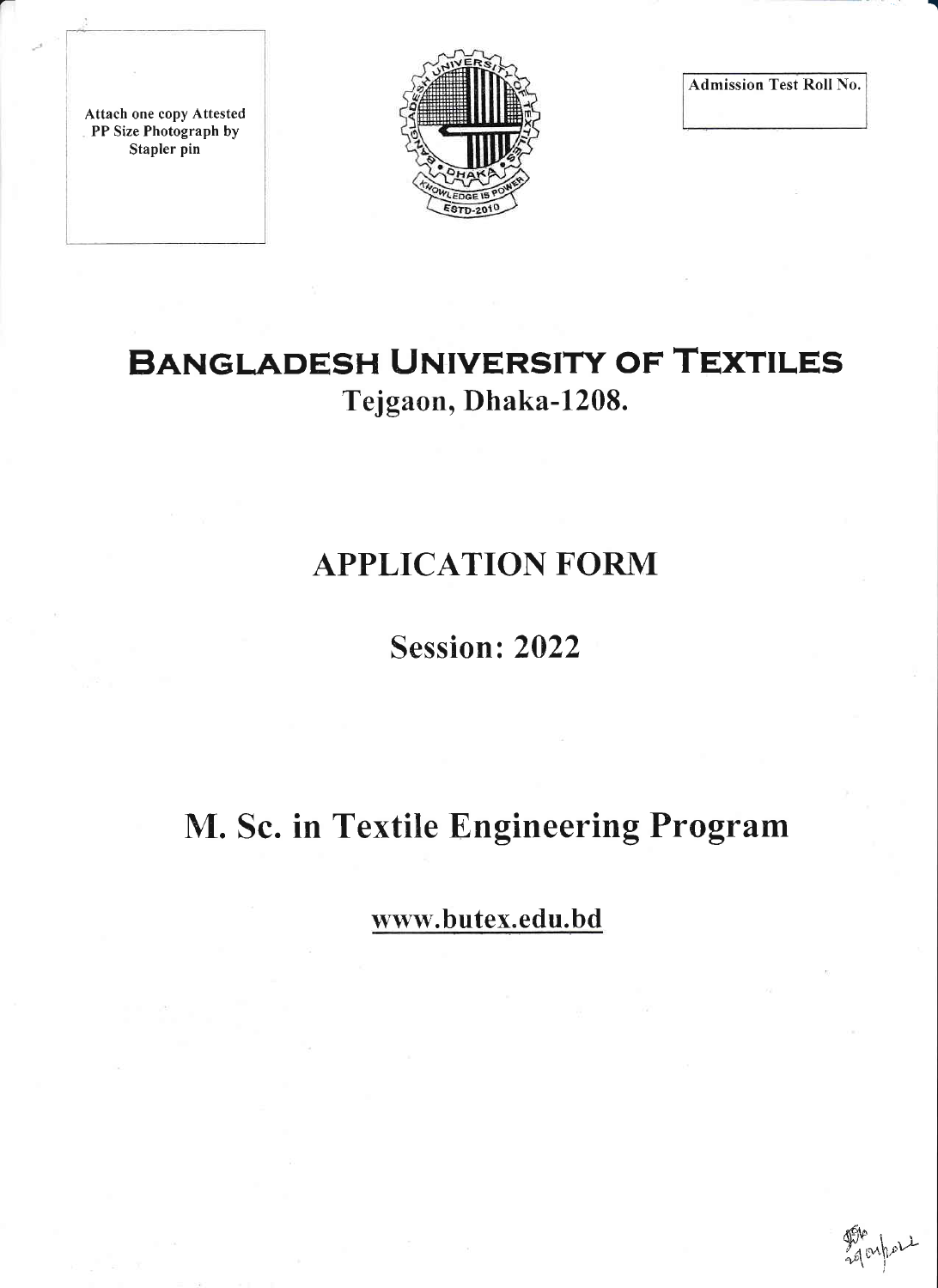Attach one copy Attested PP Size Photograph by Stapler pin

Admission Test Roll No.

# BANGLADESH UNIVERSITY OF TEXTILES

## Tejgaon, Dhaka-1208.

# APPLICATION FORM

## Session: 2022

# M. Sc. in Textile Engineering Program

www.butex.edu.bd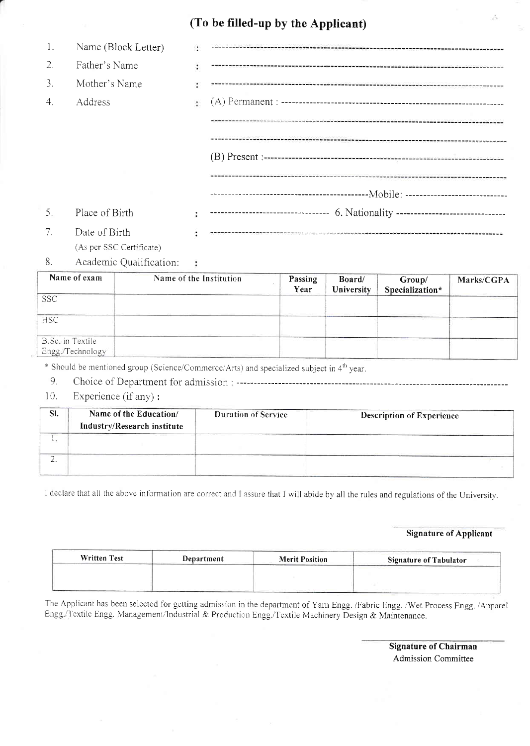## (To be filled-up by the Applicant)

1. Name (Block Letter) : --------------------------------------------------------------------------------
2. Father's Name : --------------------------------------------------------------------------------
3. Mother's Name : --------------------------------------------------------------------------------
4. Address : (A) Permanent : --------------------------------------------------------------

   --------------------------------------------------------------------------------

   --------------------------------------------------------------------------------

   (B) Present :------------------------------------------------------------------

   --------------------------------------------------------------------------------

   --------------------------------------------Mobile: -----------------------------
5. Place of Birth : --------------------------------- 6. Nationality -------------------------------
7. Date of Birth : --------------------------------------------------------------------------------

   (As per SSC Certificate)
8. Academic Qualification: :

| Name of exam | Name of the Institution | Passing Year | Board/ University | Group/ Specialization* | Marks/CGPA |
|---|---|---|---|---|---|
| SSC | | | | | |
| HSC | | | | | |
| B.Sc. in Textile Engg./Technology | | | | | |

\* Should be mentioned group (Science/Commerce/Arts) and specialized subject in 4th year.

9. Choice of Department for admission : --------------------------------------------------------------------------
10. Experience (if any) :

| Sl. | Name of the Education/ Industry/Research institute | Duration of Service | Description of Experience |
|---|---|---|---|
| 1. | | | |
| 2. | | | |

I declare that all the above information are correct and I assure that I will abide by all the rules and regulations of the University.

**Signature of Applicant**

| Written Test | Department | Merit Position | Signature of Tabulator |
|---|---|---|---|
| | | | |

The Applicant has been selected for getting admission in the department of Yarn Engg. /Fabric Engg. /Wet Process Engg. /Apparel Engg./Textile Engg. Management/Industrial & Production Engg./Textile Machinery Design & Maintenance.

**Signature of Chairman**
Admission Committee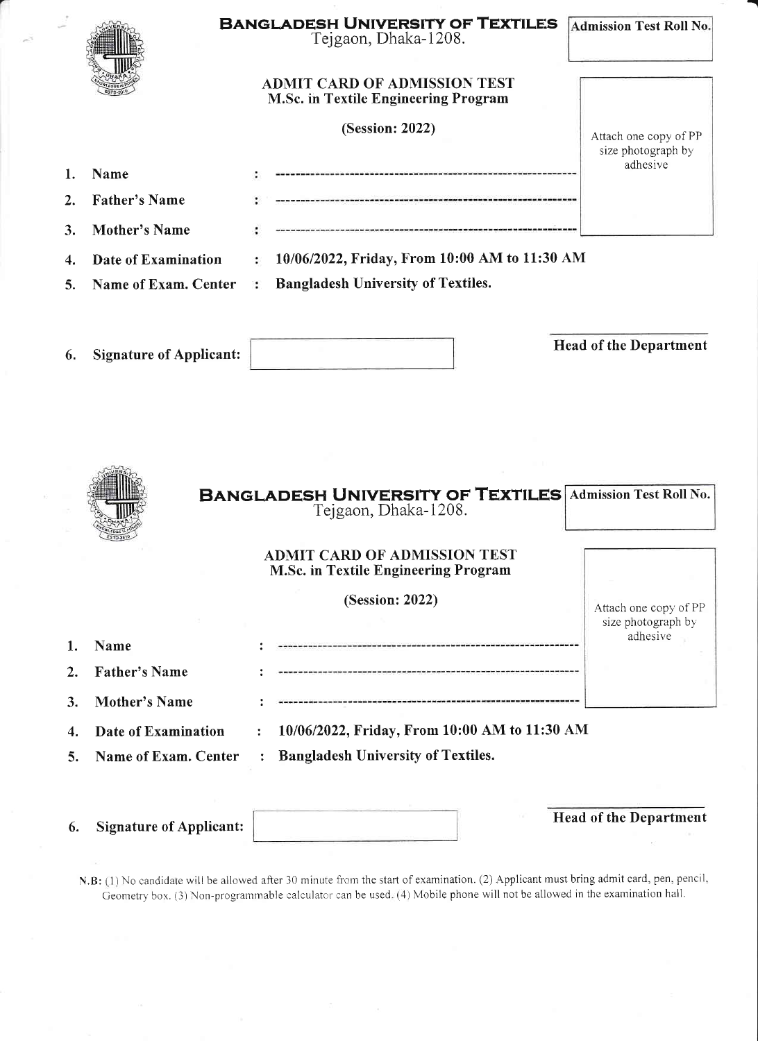# BANGLADESH UNIVERSITY OF TEXTILES
Tejgaon, Dhaka-1208.

Admission Test Roll No.

## ADMIT CARD OF ADMISSION TEST
### M.Sc. in Textile Engineering Program

**(Session: 2022)**

Attach one copy of PP size photograph by adhesive

1. **Name** : ----------------------------------------------------------------
2. **Father's Name** : ----------------------------------------------------------------
3. **Mother's Name** : ----------------------------------------------------------------
4. **Date of Examination** : **10/06/2022, Friday, From 10:00 AM to 11:30 AM**
5. **Name of Exam. Center** : **Bangladesh University of Textiles.**
6. **Signature of Applicant:**

**Head of the Department**

# BANGLADESH UNIVERSITY OF TEXTILES
Tejgaon, Dhaka-1208.

Admission Test Roll No.

## ADMIT CARD OF ADMISSION TEST
### M.Sc. in Textile Engineering Program

**(Session: 2022)**

Attach one copy of PP size photograph by adhesive

1. **Name** : ----------------------------------------------------------------
2. **Father's Name** : ----------------------------------------------------------------
3. **Mother's Name** : ----------------------------------------------------------------
4. **Date of Examination** : **10/06/2022, Friday, From 10:00 AM to 11:30 AM**
5. **Name of Exam. Center** : **Bangladesh University of Textiles.**
6. **Signature of Applicant:**

**Head of the Department**

N.B: (1) No candidate will be allowed after 30 minute from the start of examination. (2) Applicant must bring admit card, pen, pencil, Geometry box. (3) Non-programmable calculator can be used. (4) Mobile phone will not be allowed in the examination hall.